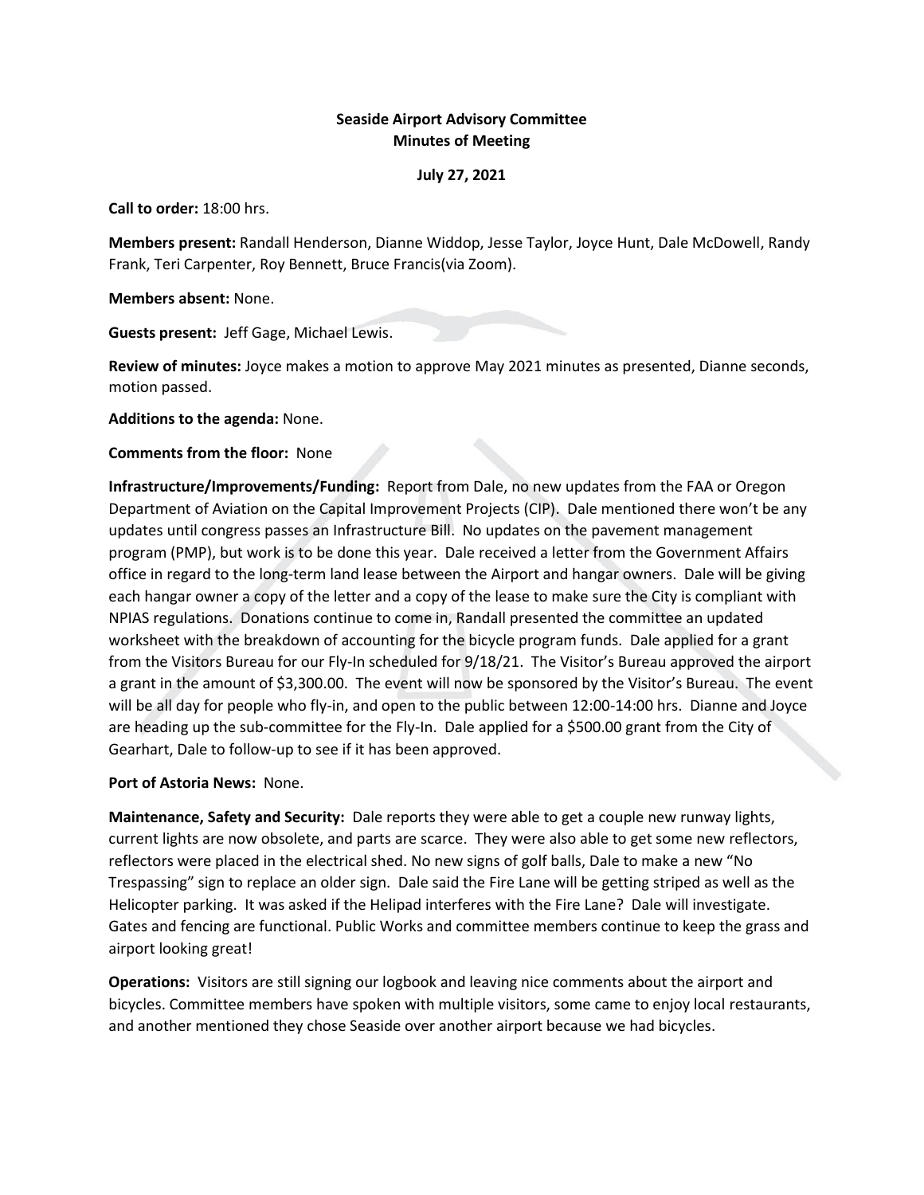**Seaside Airport Advisory Committee**
**Minutes of Meeting**

**July 27, 2021**

**Call to order:** 18:00 hrs.

**Members present:** Randall Henderson, Dianne Widdop, Jesse Taylor, Joyce Hunt, Dale McDowell, Randy Frank, Teri Carpenter, Roy Bennett, Bruce Francis(via Zoom).

**Members absent:** None.

**Guests present:** Jeff Gage, Michael Lewis.

**Review of minutes:** Joyce makes a motion to approve May 2021 minutes as presented, Dianne seconds, motion passed.

**Additions to the agenda:** None.

**Comments from the floor:** None

**Infrastructure/Improvements/Funding:** Report from Dale, no new updates from the FAA or Oregon Department of Aviation on the Capital Improvement Projects (CIP). Dale mentioned there won't be any updates until congress passes an Infrastructure Bill. No updates on the pavement management program (PMP), but work is to be done this year. Dale received a letter from the Government Affairs office in regard to the long-term land lease between the Airport and hangar owners. Dale will be giving each hangar owner a copy of the letter and a copy of the lease to make sure the City is compliant with NPIAS regulations. Donations continue to come in, Randall presented the committee an updated worksheet with the breakdown of accounting for the bicycle program funds. Dale applied for a grant from the Visitors Bureau for our Fly-In scheduled for 9/18/21. The Visitor's Bureau approved the airport a grant in the amount of $3,300.00. The event will now be sponsored by the Visitor's Bureau. The event will be all day for people who fly-in, and open to the public between 12:00-14:00 hrs. Dianne and Joyce are heading up the sub-committee for the Fly-In. Dale applied for a $500.00 grant from the City of Gearhart, Dale to follow-up to see if it has been approved.

**Port of Astoria News:** None.

**Maintenance, Safety and Security:** Dale reports they were able to get a couple new runway lights, current lights are now obsolete, and parts are scarce. They were also able to get some new reflectors, reflectors were placed in the electrical shed. No new signs of golf balls, Dale to make a new "No Trespassing" sign to replace an older sign. Dale said the Fire Lane will be getting striped as well as the Helicopter parking. It was asked if the Helipad interferes with the Fire Lane? Dale will investigate. Gates and fencing are functional. Public Works and committee members continue to keep the grass and airport looking great!

**Operations:** Visitors are still signing our logbook and leaving nice comments about the airport and bicycles. Committee members have spoken with multiple visitors, some came to enjoy local restaurants, and another mentioned they chose Seaside over another airport because we had bicycles.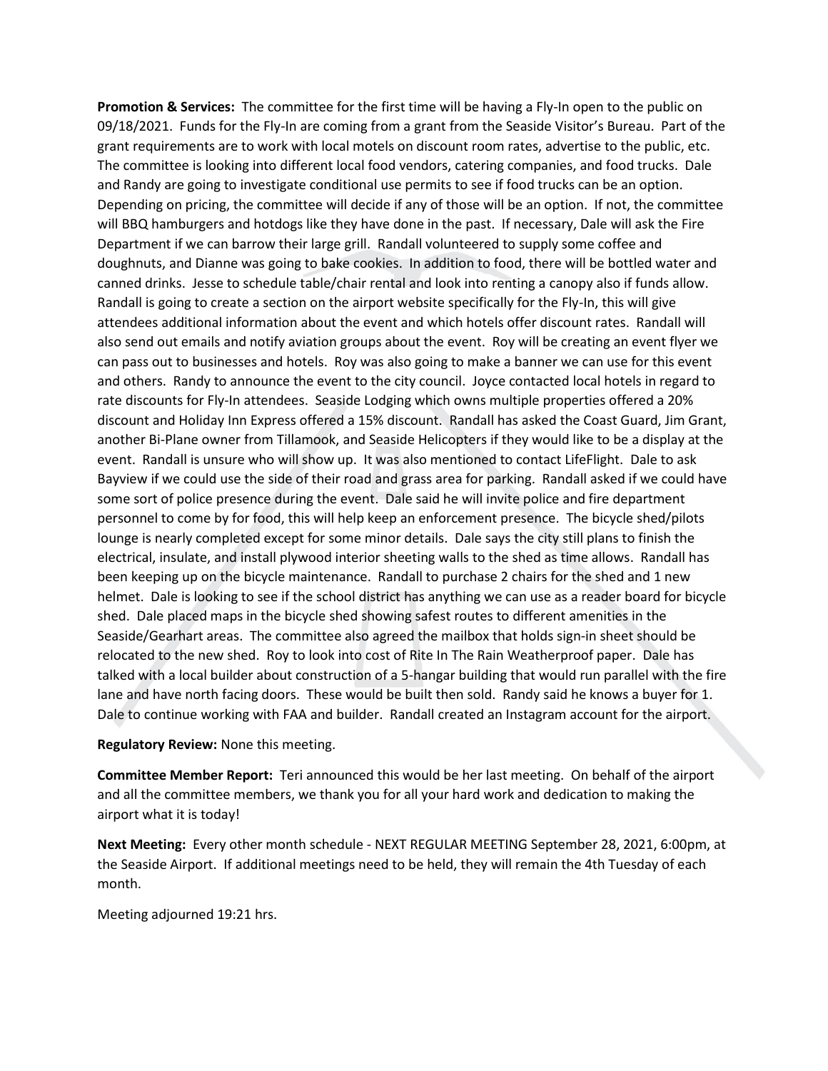**Promotion & Services:** The committee for the first time will be having a Fly-In open to the public on 09/18/2021. Funds for the Fly-In are coming from a grant from the Seaside Visitor's Bureau. Part of the grant requirements are to work with local motels on discount room rates, advertise to the public, etc. The committee is looking into different local food vendors, catering companies, and food trucks. Dale and Randy are going to investigate conditional use permits to see if food trucks can be an option. Depending on pricing, the committee will decide if any of those will be an option. If not, the committee will BBQ hamburgers and hotdogs like they have done in the past. If necessary, Dale will ask the Fire Department if we can barrow their large grill. Randall volunteered to supply some coffee and doughnuts, and Dianne was going to bake cookies. In addition to food, there will be bottled water and canned drinks. Jesse to schedule table/chair rental and look into renting a canopy also if funds allow. Randall is going to create a section on the airport website specifically for the Fly-In, this will give attendees additional information about the event and which hotels offer discount rates. Randall will also send out emails and notify aviation groups about the event. Roy will be creating an event flyer we can pass out to businesses and hotels. Roy was also going to make a banner we can use for this event and others. Randy to announce the event to the city council. Joyce contacted local hotels in regard to rate discounts for Fly-In attendees. Seaside Lodging which owns multiple properties offered a 20% discount and Holiday Inn Express offered a 15% discount. Randall has asked the Coast Guard, Jim Grant, another Bi-Plane owner from Tillamook, and Seaside Helicopters if they would like to be a display at the event. Randall is unsure who will show up. It was also mentioned to contact LifeFlight. Dale to ask Bayview if we could use the side of their road and grass area for parking. Randall asked if we could have some sort of police presence during the event. Dale said he will invite police and fire department personnel to come by for food, this will help keep an enforcement presence. The bicycle shed/pilots lounge is nearly completed except for some minor details. Dale says the city still plans to finish the electrical, insulate, and install plywood interior sheeting walls to the shed as time allows. Randall has been keeping up on the bicycle maintenance. Randall to purchase 2 chairs for the shed and 1 new helmet. Dale is looking to see if the school district has anything we can use as a reader board for bicycle shed. Dale placed maps in the bicycle shed showing safest routes to different amenities in the Seaside/Gearhart areas. The committee also agreed the mailbox that holds sign-in sheet should be relocated to the new shed. Roy to look into cost of Rite In The Rain Weatherproof paper. Dale has talked with a local builder about construction of a 5-hangar building that would run parallel with the fire lane and have north facing doors. These would be built then sold. Randy said he knows a buyer for 1. Dale to continue working with FAA and builder. Randall created an Instagram account for the airport.

**Regulatory Review:** None this meeting.

**Committee Member Report:** Teri announced this would be her last meeting. On behalf of the airport and all the committee members, we thank you for all your hard work and dedication to making the airport what it is today!

**Next Meeting:** Every other month schedule - NEXT REGULAR MEETING September 28, 2021, 6:00pm, at the Seaside Airport. If additional meetings need to be held, they will remain the 4th Tuesday of each month.

Meeting adjourned 19:21 hrs.